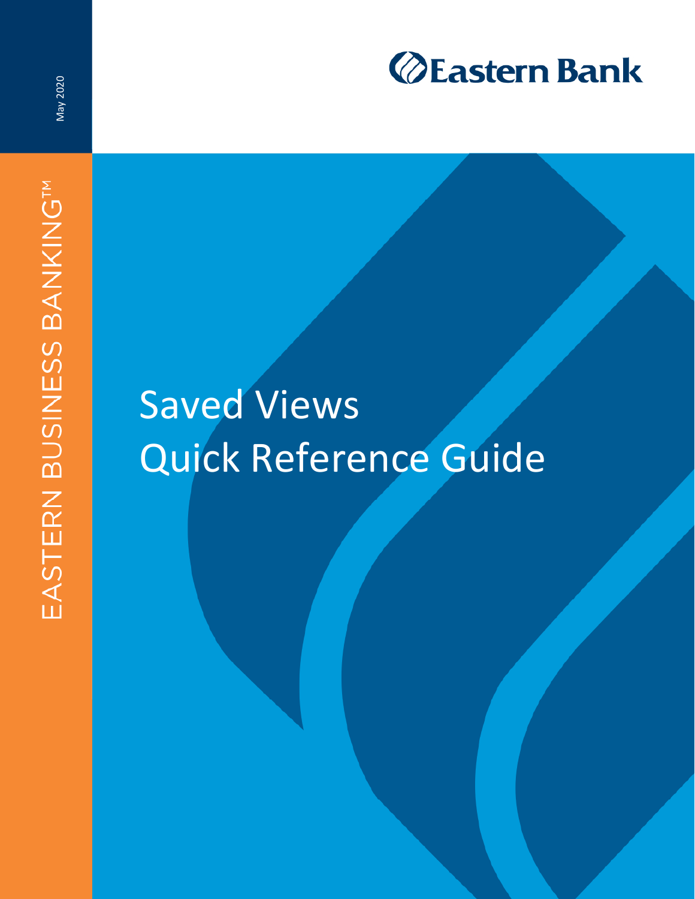May 2020

EASTERN BUSINESS BANKING™

Eastern Bank

# Saved Views
# Quick Reference Guide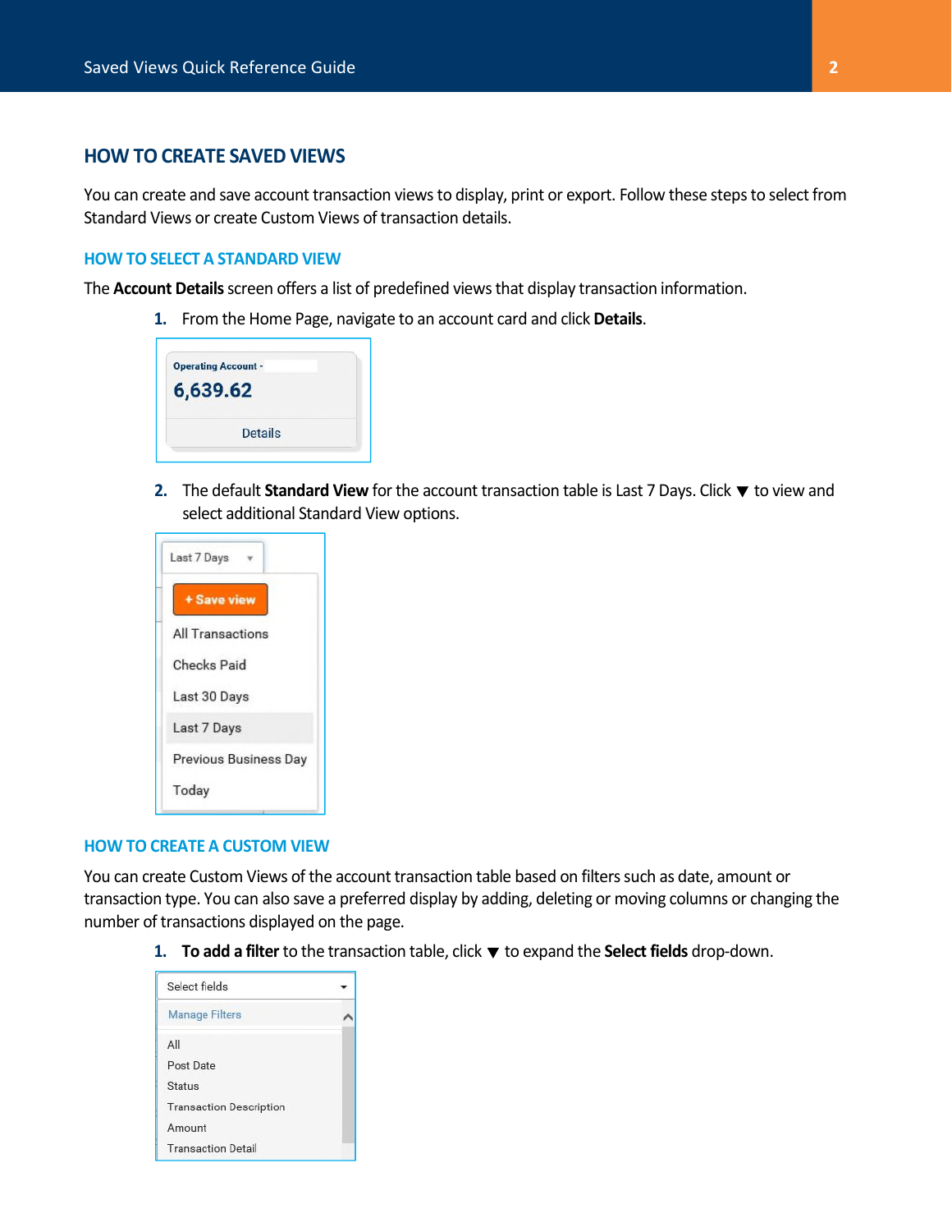## HOW TO CREATE SAVED VIEWS

You can create and save account transaction views to display, print or export. Follow these steps to select from Standard Views or create Custom Views of transaction details.

### HOW TO SELECT A STANDARD VIEW

The **Account Details** screen offers a list of predefined views that display transaction information.

1. From the Home Page, navigate to an account card and click **Details**.

2. The default **Standard View** for the account transaction table is Last 7 Days. Click ▼ to view and select additional Standard View options.

### HOW TO CREATE A CUSTOM VIEW

You can create Custom Views of the account transaction table based on filters such as date, amount or transaction type. You can also save a preferred display by adding, deleting or moving columns or changing the number of transactions displayed on the page.

1. **To add a filter** to the transaction table, click ▼ to expand the **Select fields** drop-down.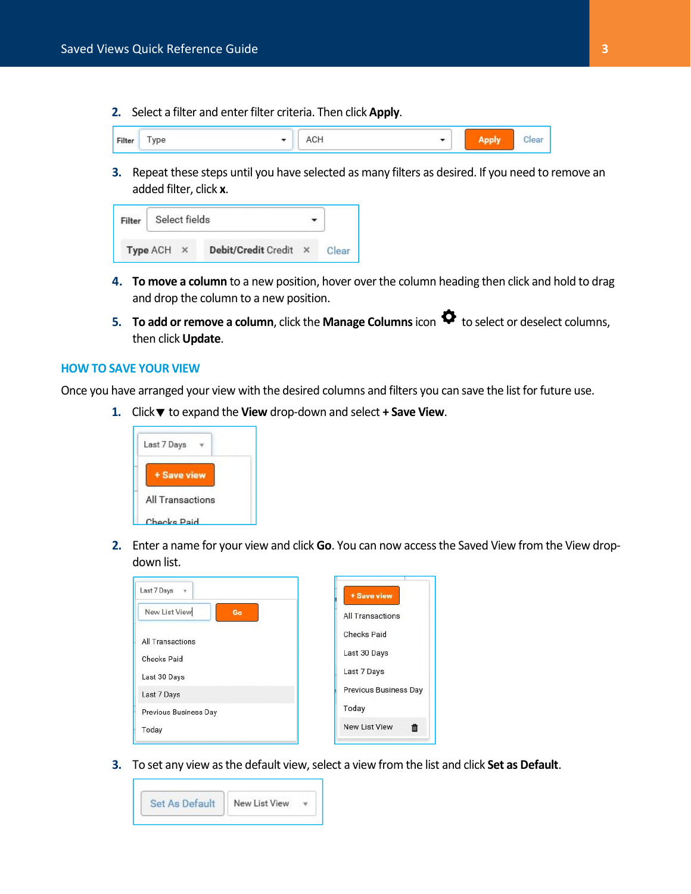2. Select a filter and enter filter criteria. Then click **Apply**.

3. Repeat these steps until you have selected as many filters as desired. If you need to remove an added filter, click **x**.

4. **To move a column** to a new position, hover over the column heading then click and hold to drag and drop the column to a new position.

5. **To add or remove a column**, click the **Manage Columns** icon to select or deselect columns, then click **Update**.

## HOW TO SAVE YOUR VIEW

Once you have arranged your view with the desired columns and filters you can save the list for future use.

1. Click ▼ to expand the **View** drop-down and select **+ Save View**.

2. Enter a name for your view and click **Go**. You can now access the Saved View from the View drop-down list.

3. To set any view as the default view, select a view from the list and click **Set as Default**.